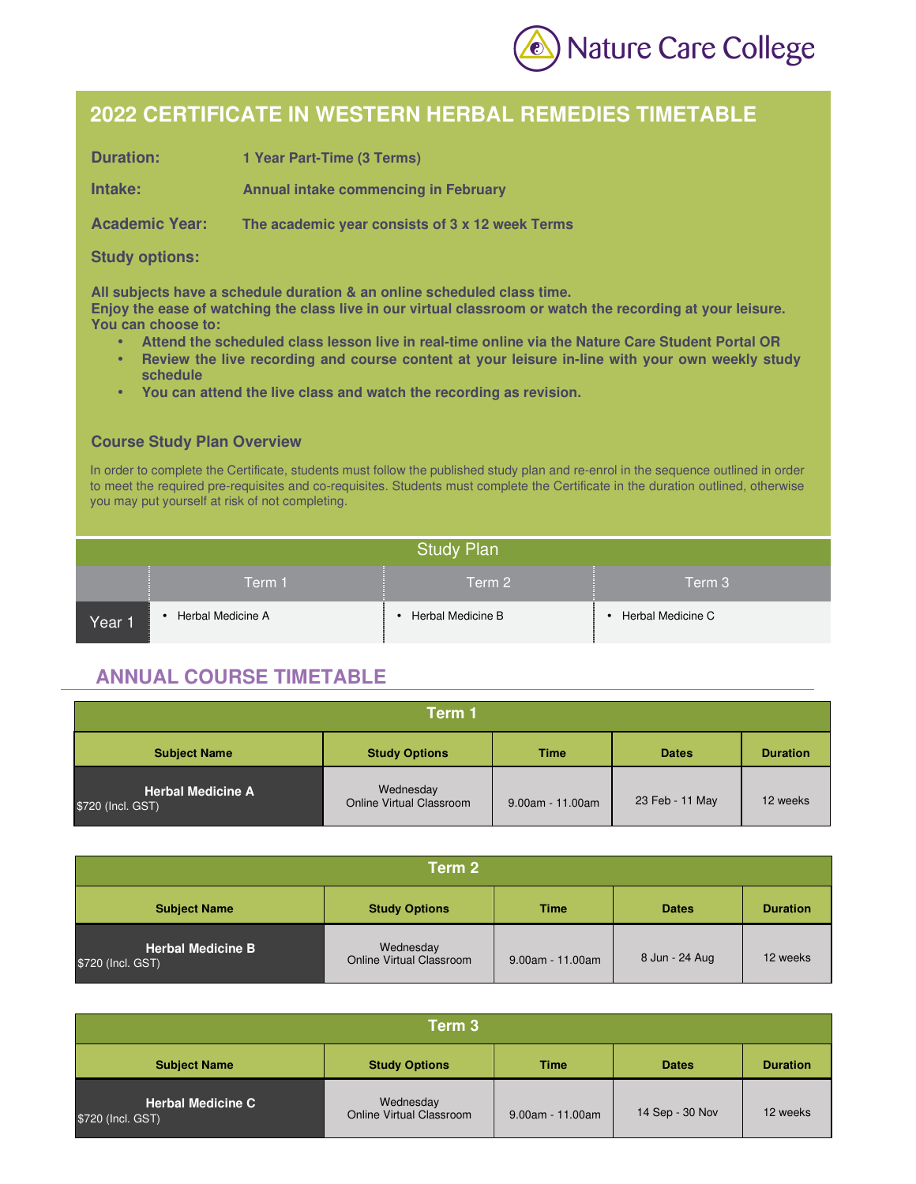Nature Care College

# 2022 CERTIFICATE IN WESTERN HERBAL REMEDIES TIMETABLE

**Duration:** 1 Year Part-Time (3 Terms)

**Intake:** Annual intake commencing in February

**Academic Year:** The academic year consists of 3 x 12 week Terms

**Study options:**

**All subjects have a schedule duration & an online scheduled class time.**
**Enjoy the ease of watching the class live in our virtual classroom or watch the recording at your leisure.**
**You can choose to:**

- **Attend the scheduled class lesson live in real-time online via the Nature Care Student Portal OR**
- **Review the live recording and course content at your leisure in-line with your own weekly study schedule**
- **You can attend the live class and watch the recording as revision.**

### Course Study Plan Overview

In order to complete the Certificate, students must follow the published study plan and re-enrol in the sequence outlined in order to meet the required pre-requisites and co-requisites. Students must complete the Certificate in the duration outlined, otherwise you may put yourself at risk of not completing.

**Study Plan**

| | Term 1 | Term 2 | Term 3 |
|---|---|---|---|
| Year 1 | • Herbal Medicine A | • Herbal Medicine B | • Herbal Medicine C |

## ANNUAL COURSE TIMETABLE

**Term 1**

| Subject Name | Study Options | Time | Dates | Duration |
|---|---|---|---|---|
| **Herbal Medicine A** $720 (Incl. GST) | Wednesday Online Virtual Classroom | 9.00am - 11.00am | 23 Feb - 11 May | 12 weeks |

**Term 2**

| Subject Name | Study Options | Time | Dates | Duration |
|---|---|---|---|---|
| **Herbal Medicine B** $720 (Incl. GST) | Wednesday Online Virtual Classroom | 9.00am - 11.00am | 8 Jun - 24 Aug | 12 weeks |

**Term 3**

| Subject Name | Study Options | Time | Dates | Duration |
|---|---|---|---|---|
| **Herbal Medicine C** $720 (Incl. GST) | Wednesday Online Virtual Classroom | 9.00am - 11.00am | 14 Sep - 30 Nov | 12 weeks |